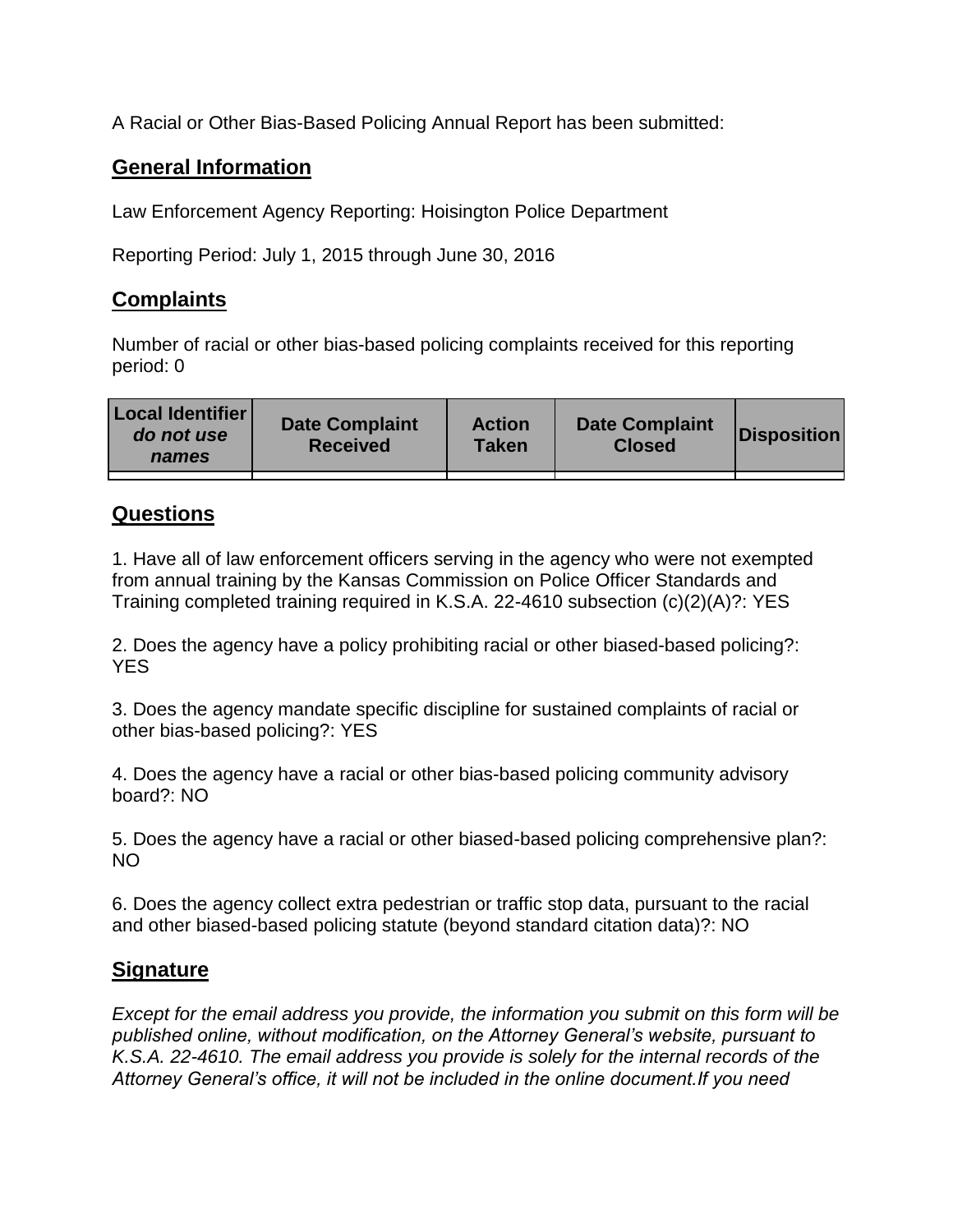A Racial or Other Bias-Based Policing Annual Report has been submitted:

## General Information

Law Enforcement Agency Reporting: Hoisington Police Department

Reporting Period: July 1, 2015 through June 30, 2016

## Complaints

Number of racial or other bias-based policing complaints received for this reporting period: 0

| **Local Identifier** ***do not use names*** | **Date Complaint Received** | **Action Taken** | **Date Complaint Closed** | **Disposition** |
|---|---|---|---|---|
| | | | | |

## Questions

1. Have all of law enforcement officers serving in the agency who were not exempted from annual training by the Kansas Commission on Police Officer Standards and Training completed training required in K.S.A. 22-4610 subsection (c)(2)(A)?: YES

2. Does the agency have a policy prohibiting racial or other biased-based policing?: YES

3. Does the agency mandate specific discipline for sustained complaints of racial or other bias-based policing?: YES

4. Does the agency have a racial or other bias-based policing community advisory board?: NO

5. Does the agency have a racial or other biased-based policing comprehensive plan?: NO

6. Does the agency collect extra pedestrian or traffic stop data, pursuant to the racial and other biased-based policing statute (beyond standard citation data)?: NO

## Signature

*Except for the email address you provide, the information you submit on this form will be published online, without modification, on the Attorney General's website, pursuant to K.S.A. 22-4610. The email address you provide is solely for the internal records of the Attorney General's office, it will not be included in the online document.If you need*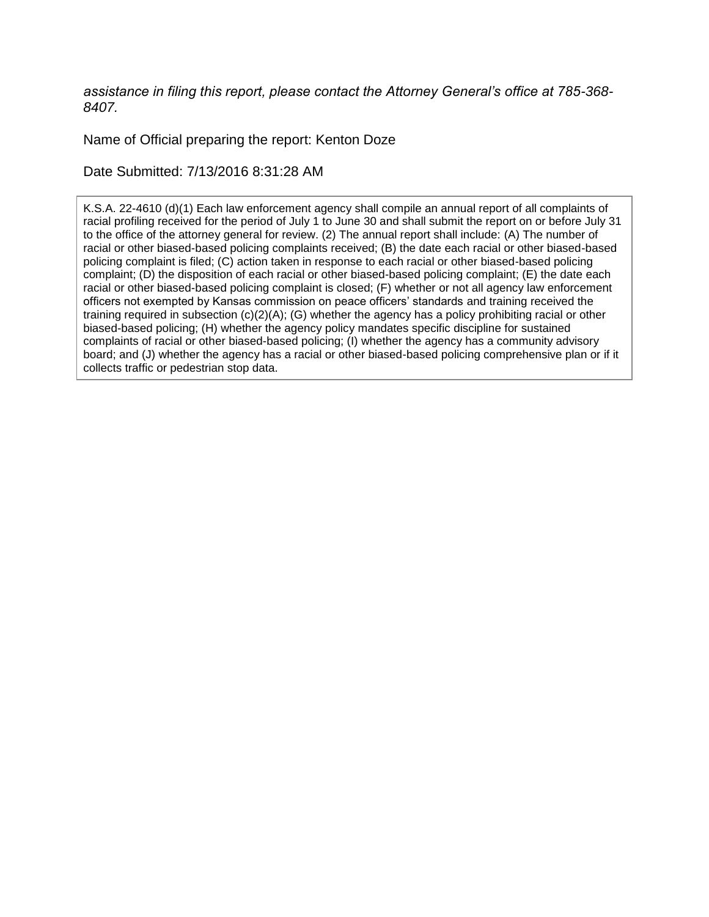*assistance in filing this report, please contact the Attorney General's office at 785-368-8407.*

Name of Official preparing the report: Kenton Doze

Date Submitted: 7/13/2016 8:31:28 AM

K.S.A. 22-4610 (d)(1) Each law enforcement agency shall compile an annual report of all complaints of racial profiling received for the period of July 1 to June 30 and shall submit the report on or before July 31 to the office of the attorney general for review. (2) The annual report shall include: (A) The number of racial or other biased-based policing complaints received; (B) the date each racial or other biased-based policing complaint is filed; (C) action taken in response to each racial or other biased-based policing complaint; (D) the disposition of each racial or other biased-based policing complaint; (E) the date each racial or other biased-based policing complaint is closed; (F) whether or not all agency law enforcement officers not exempted by Kansas commission on peace officers' standards and training received the training required in subsection (c)(2)(A); (G) whether the agency has a policy prohibiting racial or other biased-based policing; (H) whether the agency policy mandates specific discipline for sustained complaints of racial or other biased-based policing; (I) whether the agency has a community advisory board; and (J) whether the agency has a racial or other biased-based policing comprehensive plan or if it collects traffic or pedestrian stop data.